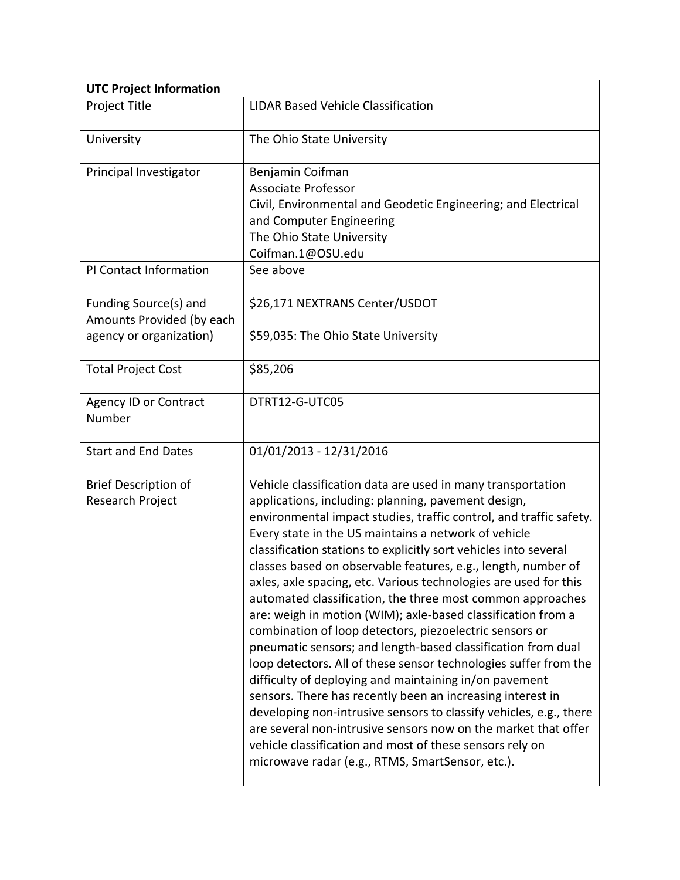| UTC Project Information | |
|---|---|
| Project Title | LIDAR Based Vehicle Classification |
| University | The Ohio State University |
| Principal Investigator | Benjamin Coifman<br>Associate Professor<br>Civil, Environmental and Geodetic Engineering; and Electrical and Computer Engineering<br>The Ohio State University<br>Coifman.1@OSU.edu |
| PI Contact Information | See above |
| Funding Source(s) and Amounts Provided (by each agency or organization) | $26,171 NEXTRANS Center/USDOT<br><br>$59,035: The Ohio State University |
| Total Project Cost | $85,206 |
| Agency ID or Contract Number | DTRT12-G-UTC05 |
| Start and End Dates | 01/01/2013 - 12/31/2016 |
| Brief Description of Research Project | Vehicle classification data are used in many transportation applications, including: planning, pavement design, environmental impact studies, traffic control, and traffic safety. Every state in the US maintains a network of vehicle classification stations to explicitly sort vehicles into several classes based on observable features, e.g., length, number of axles, axle spacing, etc. Various technologies are used for this automated classification, the three most common approaches are: weigh in motion (WIM); axle-based classification from a combination of loop detectors, piezoelectric sensors or pneumatic sensors; and length-based classification from dual loop detectors. All of these sensor technologies suffer from the difficulty of deploying and maintaining in/on pavement sensors. There has recently been an increasing interest in developing non-intrusive sensors to classify vehicles, e.g., there are several non-intrusive sensors now on the market that offer vehicle classification and most of these sensors rely on microwave radar (e.g., RTMS, SmartSensor, etc.). |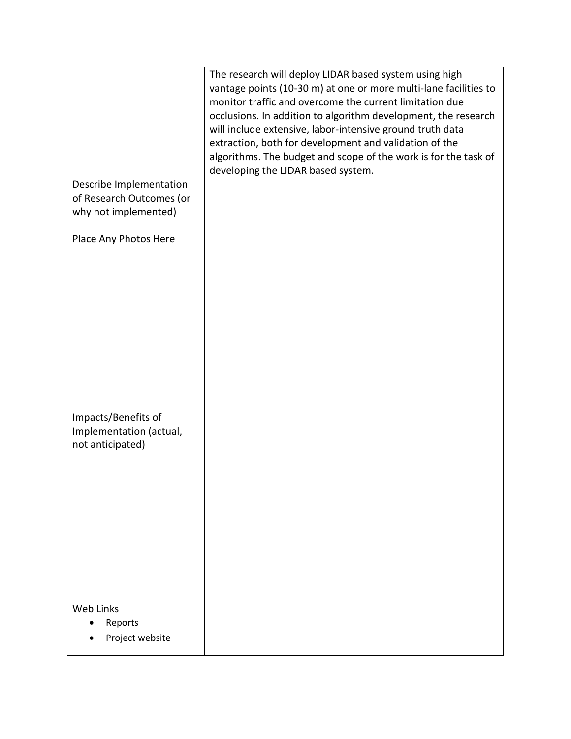| | |
|---|---|
| | The research will deploy LIDAR based system using high vantage points (10-30 m) at one or more multi-lane facilities to monitor traffic and overcome the current limitation due occlusions. In addition to algorithm development, the research will include extensive, labor-intensive ground truth data extraction, both for development and validation of the algorithms. The budget and scope of the work is for the task of developing the LIDAR based system. |
| Describe Implementation of Research Outcomes (or why not implemented)<br><br>Place Any Photos Here | |
| Impacts/Benefits of Implementation (actual, not anticipated) | |
| Web Links<br>• Reports<br>• Project website | |